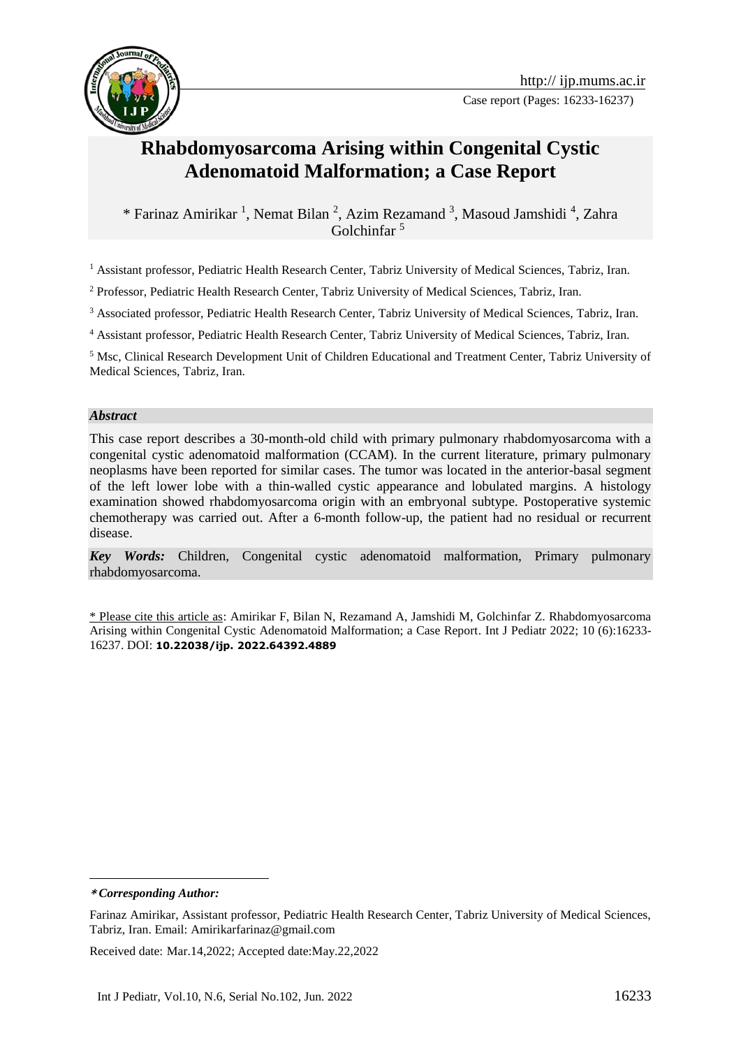# Rhabdomyosarcoma Arising within Congenital Cystic Adenomatoid Malformation; a Case Report

\* Farinaz Amirikar [1], Nemat Bilan [2], Azim Rezamand [3], Masoud Jamshidi [4], Zahra Golchinfar [5]

[1] Assistant professor, Pediatric Health Research Center, Tabriz University of Medical Sciences, Tabriz, Iran.

[2] Professor, Pediatric Health Research Center, Tabriz University of Medical Sciences, Tabriz, Iran.

[3] Associated professor, Pediatric Health Research Center, Tabriz University of Medical Sciences, Tabriz, Iran.

[4] Assistant professor, Pediatric Health Research Center, Tabriz University of Medical Sciences, Tabriz, Iran.

[5] Msc, Clinical Research Development Unit of Children Educational and Treatment Center, Tabriz University of Medical Sciences, Tabriz, Iran.

### *Abstract*

This case report describes a 30-month-old child with primary pulmonary rhabdomyosarcoma with a congenital cystic adenomatoid malformation (CCAM). In the current literature, primary pulmonary neoplasms have been reported for similar cases. The tumor was located in the anterior-basal segment of the left lower lobe with a thin-walled cystic appearance and lobulated margins. A histology examination showed rhabdomyosarcoma origin with an embryonal subtype. Postoperative systemic chemotherapy was carried out. After a 6-month follow-up, the patient had no residual or recurrent disease.

***Key Words:*** Children, Congenital cystic adenomatoid malformation, Primary pulmonary rhabdomyosarcoma.

\* Please cite this article as: Amirikar F, Bilan N, Rezamand A, Jamshidi M, Golchinfar Z. Rhabdomyosarcoma Arising within Congenital Cystic Adenomatoid Malformation; a Case Report. Int J Pediatr 2022; 10 (6):16233-16237. DOI: **10.22038/ijp. 2022.64392.4889**

---

***\*Corresponding Author:***

Farinaz Amirikar, Assistant professor, Pediatric Health Research Center, Tabriz University of Medical Sciences, Tabriz, Iran. Email: Amirikarfarinaz@gmail.com

Received date: Mar.14,2022; Accepted date:May.22,2022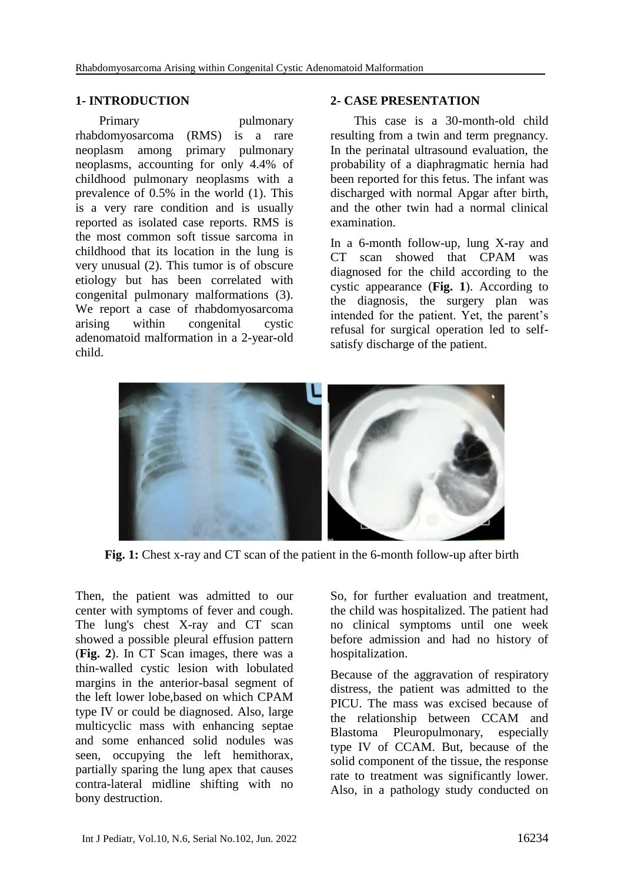## 1- INTRODUCTION

Primary pulmonary rhabdomyosarcoma (RMS) is a rare neoplasm among primary pulmonary neoplasms, accounting for only 4.4% of childhood pulmonary neoplasms with a prevalence of 0.5% in the world (1). This is a very rare condition and is usually reported as isolated case reports. RMS is the most common soft tissue sarcoma in childhood that its location in the lung is very unusual (2). This tumor is of obscure etiology but has been correlated with congenital pulmonary malformations (3). We report a case of rhabdomyosarcoma arising within congenital cystic adenomatoid malformation in a 2-year-old child.

## 2- CASE PRESENTATION

This case is a 30-month-old child resulting from a twin and term pregnancy. In the perinatal ultrasound evaluation, the probability of a diaphragmatic hernia had been reported for this fetus. The infant was discharged with normal Apgar after birth, and the other twin had a normal clinical examination.

In a 6-month follow-up, lung X-ray and CT scan showed that CPAM was diagnosed for the child according to the cystic appearance (**Fig. 1**). According to the diagnosis, the surgery plan was intended for the patient. Yet, the parent's refusal for surgical operation led to self-satisfy discharge of the patient.

**Fig. 1:** Chest x-ray and CT scan of the patient in the 6-month follow-up after birth

Then, the patient was admitted to our center with symptoms of fever and cough. The lung's chest X-ray and CT scan showed a possible pleural effusion pattern (**Fig. 2**). In CT Scan images, there was a thin-walled cystic lesion with lobulated margins in the anterior-basal segment of the left lower lobe,based on which CPAM type IV or could be diagnosed. Also, large multicyclic mass with enhancing septae and some enhanced solid nodules was seen, occupying the left hemithorax, partially sparing the lung apex that causes contra-lateral midline shifting with no bony destruction.

So, for further evaluation and treatment, the child was hospitalized. The patient had no clinical symptoms until one week before admission and had no history of hospitalization.

Because of the aggravation of respiratory distress, the patient was admitted to the PICU. The mass was excised because of the relationship between CCAM and Blastoma Pleuropulmonary, especially type IV of CCAM. But, because of the solid component of the tissue, the response rate to treatment was significantly lower. Also, in a pathology study conducted on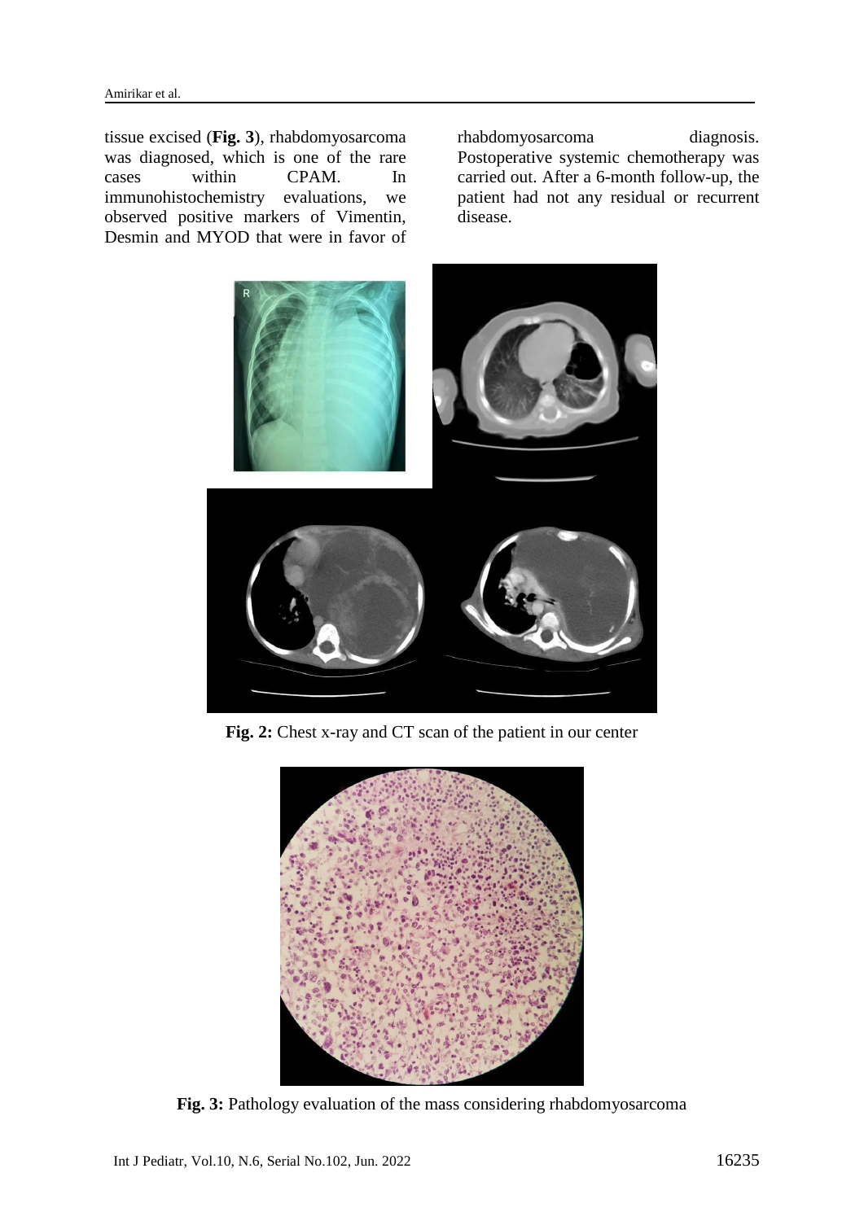tissue excised (**Fig. 3**), rhabdomyosarcoma was diagnosed, which is one of the rare cases within CPAM. In immunohistochemistry evaluations, we observed positive markers of Vimentin, Desmin and MYOD that were in favor of rhabdomyosarcoma diagnosis. Postoperative systemic chemotherapy was carried out. After a 6-month follow-up, the patient had not any residual or recurrent disease.

**Fig. 2:** Chest x-ray and CT scan of the patient in our center

**Fig. 3:** Pathology evaluation of the mass considering rhabdomyosarcoma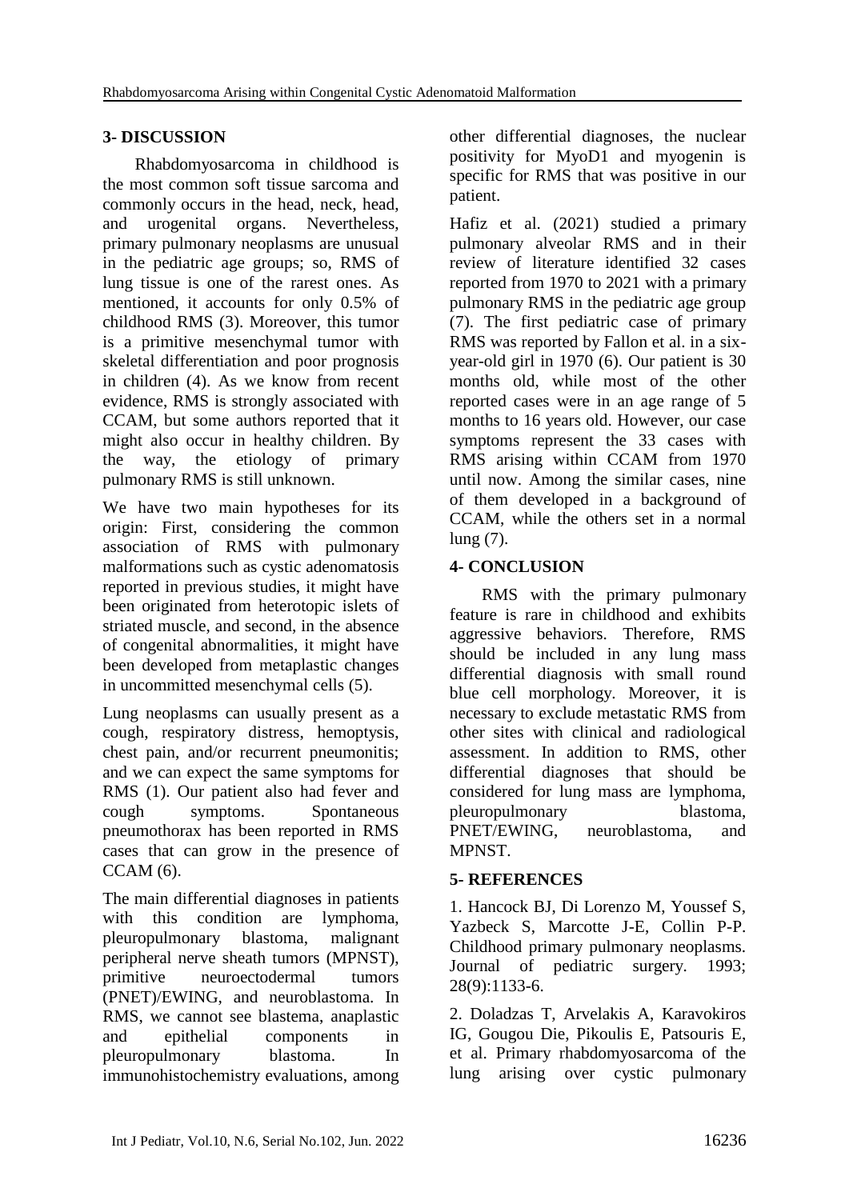## 3- DISCUSSION

Rhabdomyosarcoma in childhood is the most common soft tissue sarcoma and commonly occurs in the head, neck, head, and urogenital organs. Nevertheless, primary pulmonary neoplasms are unusual in the pediatric age groups; so, RMS of lung tissue is one of the rarest ones. As mentioned, it accounts for only 0.5% of childhood RMS (3). Moreover, this tumor is a primitive mesenchymal tumor with skeletal differentiation and poor prognosis in children (4). As we know from recent evidence, RMS is strongly associated with CCAM, but some authors reported that it might also occur in healthy children. By the way, the etiology of primary pulmonary RMS is still unknown.

We have two main hypotheses for its origin: First, considering the common association of RMS with pulmonary malformations such as cystic adenomatosis reported in previous studies, it might have been originated from heterotopic islets of striated muscle, and second, in the absence of congenital abnormalities, it might have been developed from metaplastic changes in uncommitted mesenchymal cells (5).

Lung neoplasms can usually present as a cough, respiratory distress, hemoptysis, chest pain, and/or recurrent pneumonitis; and we can expect the same symptoms for RMS (1). Our patient also had fever and cough symptoms. Spontaneous pneumothorax has been reported in RMS cases that can grow in the presence of CCAM (6).

The main differential diagnoses in patients with this condition are lymphoma, pleuropulmonary blastoma, malignant peripheral nerve sheath tumors (MPNST), primitive neuroectodermal tumors (PNET)/EWING, and neuroblastoma. In RMS, we cannot see blastema, anaplastic and epithelial components in pleuropulmonary blastoma. In immunohistochemistry evaluations, among other differential diagnoses, the nuclear positivity for MyoD1 and myogenin is specific for RMS that was positive in our patient.

Hafiz et al. (2021) studied a primary pulmonary alveolar RMS and in their review of literature identified 32 cases reported from 1970 to 2021 with a primary pulmonary RMS in the pediatric age group (7). The first pediatric case of primary RMS was reported by Fallon et al. in a six-year-old girl in 1970 (6). Our patient is 30 months old, while most of the other reported cases were in an age range of 5 months to 16 years old. However, our case symptoms represent the 33 cases with RMS arising within CCAM from 1970 until now. Among the similar cases, nine of them developed in a background of CCAM, while the others set in a normal lung (7).

## 4- CONCLUSION

RMS with the primary pulmonary feature is rare in childhood and exhibits aggressive behaviors. Therefore, RMS should be included in any lung mass differential diagnosis with small round blue cell morphology. Moreover, it is necessary to exclude metastatic RMS from other sites with clinical and radiological assessment. In addition to RMS, other differential diagnoses that should be considered for lung mass are lymphoma, pleuropulmonary blastoma, PNET/EWING, neuroblastoma, and MPNST.

## 5- REFERENCES

1. Hancock BJ, Di Lorenzo M, Youssef S, Yazbeck S, Marcotte J-E, Collin P-P. Childhood primary pulmonary neoplasms. Journal of pediatric surgery. 1993; 28(9):1133-6.

2. Doladzas T, Arvelakis A, Karavokiros IG, Gougou Die, Pikoulis E, Patsouris E, et al. Primary rhabdomyosarcoma of the lung arising over cystic pulmonary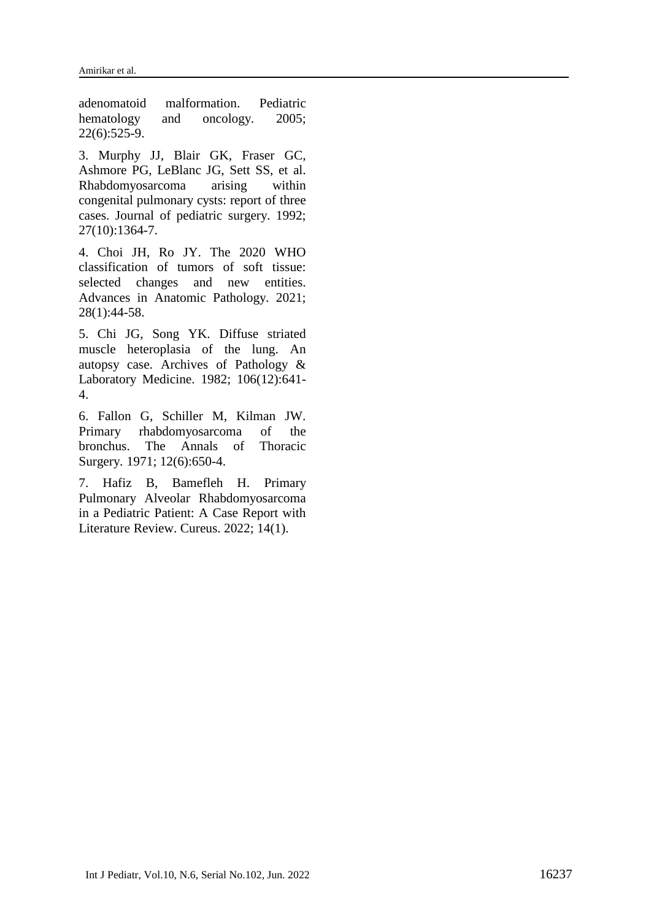adenomatoid malformation. Pediatric hematology and oncology. 2005; 22(6):525-9.

3. Murphy JJ, Blair GK, Fraser GC, Ashmore PG, LeBlanc JG, Sett SS, et al. Rhabdomyosarcoma arising within congenital pulmonary cysts: report of three cases. Journal of pediatric surgery. 1992; 27(10):1364-7.

4. Choi JH, Ro JY. The 2020 WHO classification of tumors of soft tissue: selected changes and new entities. Advances in Anatomic Pathology. 2021; 28(1):44-58.

5. Chi JG, Song YK. Diffuse striated muscle heteroplasia of the lung. An autopsy case. Archives of Pathology & Laboratory Medicine. 1982; 106(12):641-4.

6. Fallon G, Schiller M, Kilman JW. Primary rhabdomyosarcoma of the bronchus. The Annals of Thoracic Surgery. 1971; 12(6):650-4.

7. Hafiz B, Bamefleh H. Primary Pulmonary Alveolar Rhabdomyosarcoma in a Pediatric Patient: A Case Report with Literature Review. Cureus. 2022; 14(1).